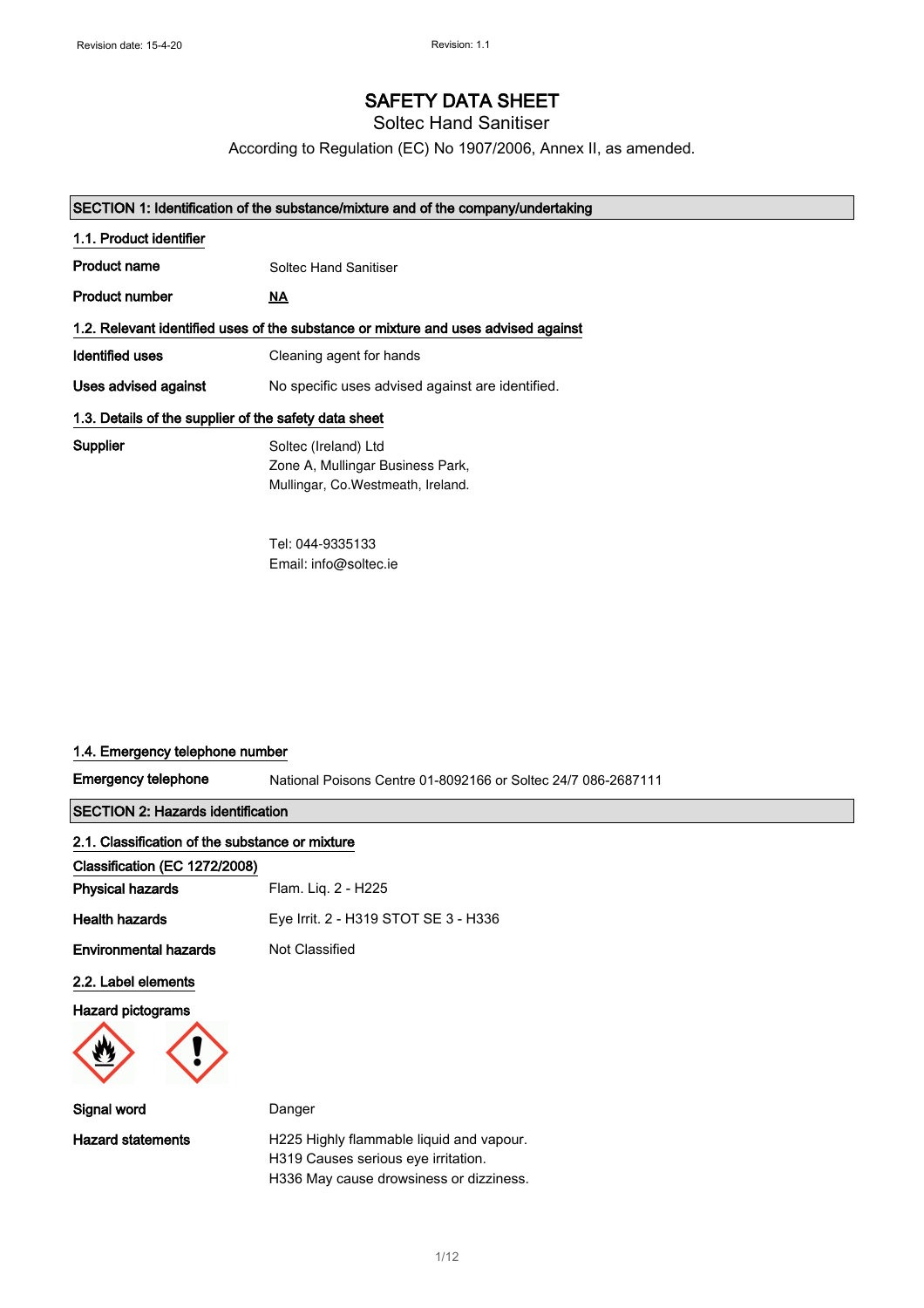Revision date: 15-4-20 Revision: 1.1

# SAFETY DATA SHEET

## Soltec Hand Sanitiser

According to Regulation (EC) No 1907/2006, Annex II, as amended.

## SECTION 1: Identification of the substance/mixture and of the company/undertaking

### 1.1. Product identifier

**Product name** Soltec Hand Sanitiser

**Product number** **NA**

### 1.2. Relevant identified uses of the substance or mixture and uses advised against

**Identified uses** Cleaning agent for hands

**Uses advised against** No specific uses advised against are identified.

### 1.3. Details of the supplier of the safety data sheet

**Supplier** Soltec (Ireland) Ltd
Zone A, Mullingar Business Park,
Mullingar, Co.Westmeath, Ireland.

Tel: 044-9335133
Email: info@soltec.ie

### 1.4. Emergency telephone number

**Emergency telephone** National Poisons Centre 01-8092166 or Soltec 24/7 086-2687111

## SECTION 2: Hazards identification

### 2.1. Classification of the substance or mixture

**Classification (EC 1272/2008)**

**Physical hazards** Flam. Liq. 2 - H225

**Health hazards** Eye Irrit. 2 - H319 STOT SE 3 - H336

**Environmental hazards** Not Classified

### 2.2. Label elements

**Hazard pictograms**

**Signal word** Danger

**Hazard statements** H225 Highly flammable liquid and vapour.
H319 Causes serious eye irritation.
H336 May cause drowsiness or dizziness.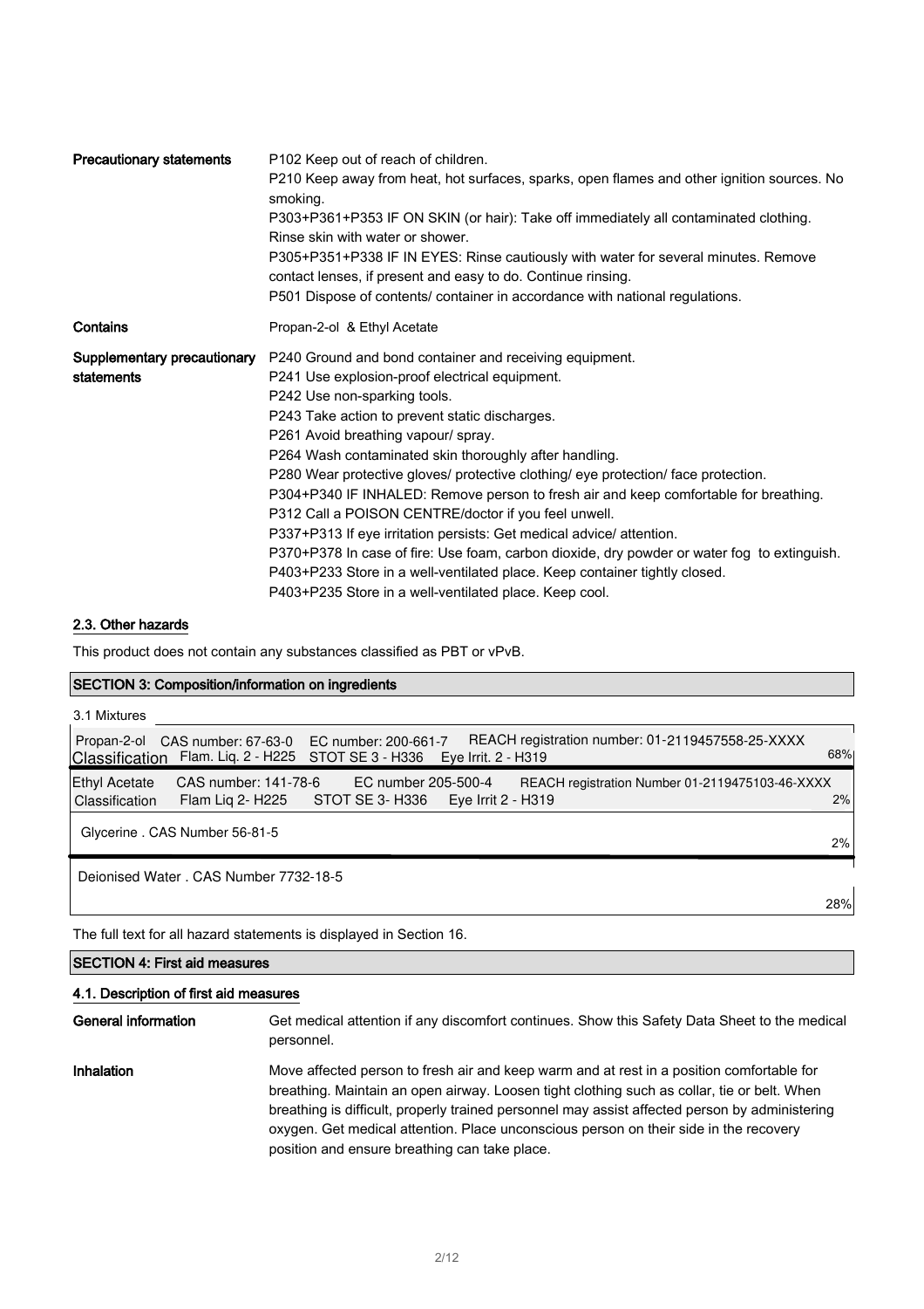| | |
|---|---|
| **Precautionary statements** | P102 Keep out of reach of children.<br>P210 Keep away from heat, hot surfaces, sparks, open flames and other ignition sources. No smoking.<br>P303+P361+P353 IF ON SKIN (or hair): Take off immediately all contaminated clothing. Rinse skin with water or shower.<br>P305+P351+P338 IF IN EYES: Rinse cautiously with water for several minutes. Remove contact lenses, if present and easy to do. Continue rinsing.<br>P501 Dispose of contents/ container in accordance with national regulations. |
| **Contains** | Propan-2-ol & Ethyl Acetate |
| **Supplementary precautionary statements** | P240 Ground and bond container and receiving equipment.<br>P241 Use explosion-proof electrical equipment.<br>P242 Use non-sparking tools.<br>P243 Take action to prevent static discharges.<br>P261 Avoid breathing vapour/ spray.<br>P264 Wash contaminated skin thoroughly after handling.<br>P280 Wear protective gloves/ protective clothing/ eye protection/ face protection.<br>P304+P340 IF INHALED: Remove person to fresh air and keep comfortable for breathing.<br>P312 Call a POISON CENTRE/doctor if you feel unwell.<br>P337+P313 If eye irritation persists: Get medical advice/ attention.<br>P370+P378 In case of fire: Use foam, carbon dioxide, dry powder or water fog to extinguish.<br>P403+P233 Store in a well-ventilated place. Keep container tightly closed.<br>P403+P235 Store in a well-ventilated place. Keep cool. |

### 2.3. Other hazards

This product does not contain any substances classified as PBT or vPvB.

## SECTION 3: Composition/information on ingredients

3.1 Mixtures

| Substance | CAS number | EC number | REACH registration number | % |
|---|---|---|---|---|
| Propan-2-ol<br>Classification: Flam. Liq. 2 - H225 STOT SE 3 - H336 Eye Irrit. 2 - H319 | CAS number: 67-63-0 | EC number: 200-661-7 | REACH registration number: 01-2119457558-25-XXXX | 68% |
| Ethyl Acetate<br>Classification: Flam Liq 2- H225 STOT SE 3- H336 Eye Irrit 2 - H319 | CAS number: 141-78-6 | EC number 205-500-4 | REACH registration Number 01-2119475103-46-XXXX | 2% |
| Glycerine . CAS Number 56-81-5 | | | | 2% |
| Deionised Water . CAS Number 7732-18-5 | | | | 28% |

The full text for all hazard statements is displayed in Section 16.

## SECTION 4: First aid measures

### 4.1. Description of first aid measures

| | |
|---|---|
| **General information** | Get medical attention if any discomfort continues. Show this Safety Data Sheet to the medical personnel. |
| **Inhalation** | Move affected person to fresh air and keep warm and at rest in a position comfortable for breathing. Maintain an open airway. Loosen tight clothing such as collar, tie or belt. When breathing is difficult, properly trained personnel may assist affected person by administering oxygen. Get medical attention. Place unconscious person on their side in the recovery position and ensure breathing can take place. |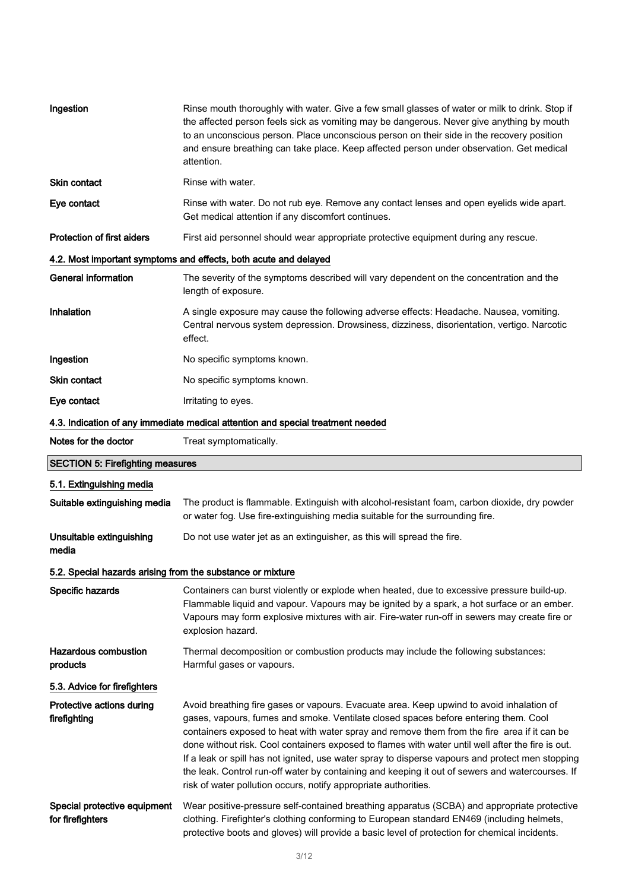**Ingestion** Rinse mouth thoroughly with water. Give a few small glasses of water or milk to drink. Stop if the affected person feels sick as vomiting may be dangerous. Never give anything by mouth to an unconscious person. Place unconscious person on their side in the recovery position and ensure breathing can take place. Keep affected person under observation. Get medical attention.

**Skin contact** Rinse with water.

**Eye contact** Rinse with water. Do not rub eye. Remove any contact lenses and open eyelids wide apart. Get medical attention if any discomfort continues.

**Protection of first aiders** First aid personnel should wear appropriate protective equipment during any rescue.

### 4.2. Most important symptoms and effects, both acute and delayed

**General information** The severity of the symptoms described will vary dependent on the concentration and the length of exposure.

**Inhalation** A single exposure may cause the following adverse effects: Headache. Nausea, vomiting. Central nervous system depression. Drowsiness, dizziness, disorientation, vertigo. Narcotic effect.

**Ingestion** No specific symptoms known.

**Skin contact** No specific symptoms known.

**Eye contact** Irritating to eyes.

### 4.3. Indication of any immediate medical attention and special treatment needed

**Notes for the doctor** Treat symptomatically.

## SECTION 5: Firefighting measures

### 5.1. Extinguishing media

**Suitable extinguishing media** The product is flammable. Extinguish with alcohol-resistant foam, carbon dioxide, dry powder or water fog. Use fire-extinguishing media suitable for the surrounding fire.

**Unsuitable extinguishing media** Do not use water jet as an extinguisher, as this will spread the fire.

### 5.2. Special hazards arising from the substance or mixture

**Specific hazards** Containers can burst violently or explode when heated, due to excessive pressure build-up. Flammable liquid and vapour. Vapours may be ignited by a spark, a hot surface or an ember. Vapours may form explosive mixtures with air. Fire-water run-off in sewers may create fire or explosion hazard.

**Hazardous combustion products** Thermal decomposition or combustion products may include the following substances: Harmful gases or vapours.

### 5.3. Advice for firefighters

**Protective actions during firefighting** Avoid breathing fire gases or vapours. Evacuate area. Keep upwind to avoid inhalation of gases, vapours, fumes and smoke. Ventilate closed spaces before entering them. Cool containers exposed to heat with water spray and remove them from the fire area if it can be done without risk. Cool containers exposed to flames with water until well after the fire is out. If a leak or spill has not ignited, use water spray to disperse vapours and protect men stopping the leak. Control run-off water by containing and keeping it out of sewers and watercourses. If risk of water pollution occurs, notify appropriate authorities.

**Special protective equipment for firefighters** Wear positive-pressure self-contained breathing apparatus (SCBA) and appropriate protective clothing. Firefighter's clothing conforming to European standard EN469 (including helmets, protective boots and gloves) will provide a basic level of protection for chemical incidents.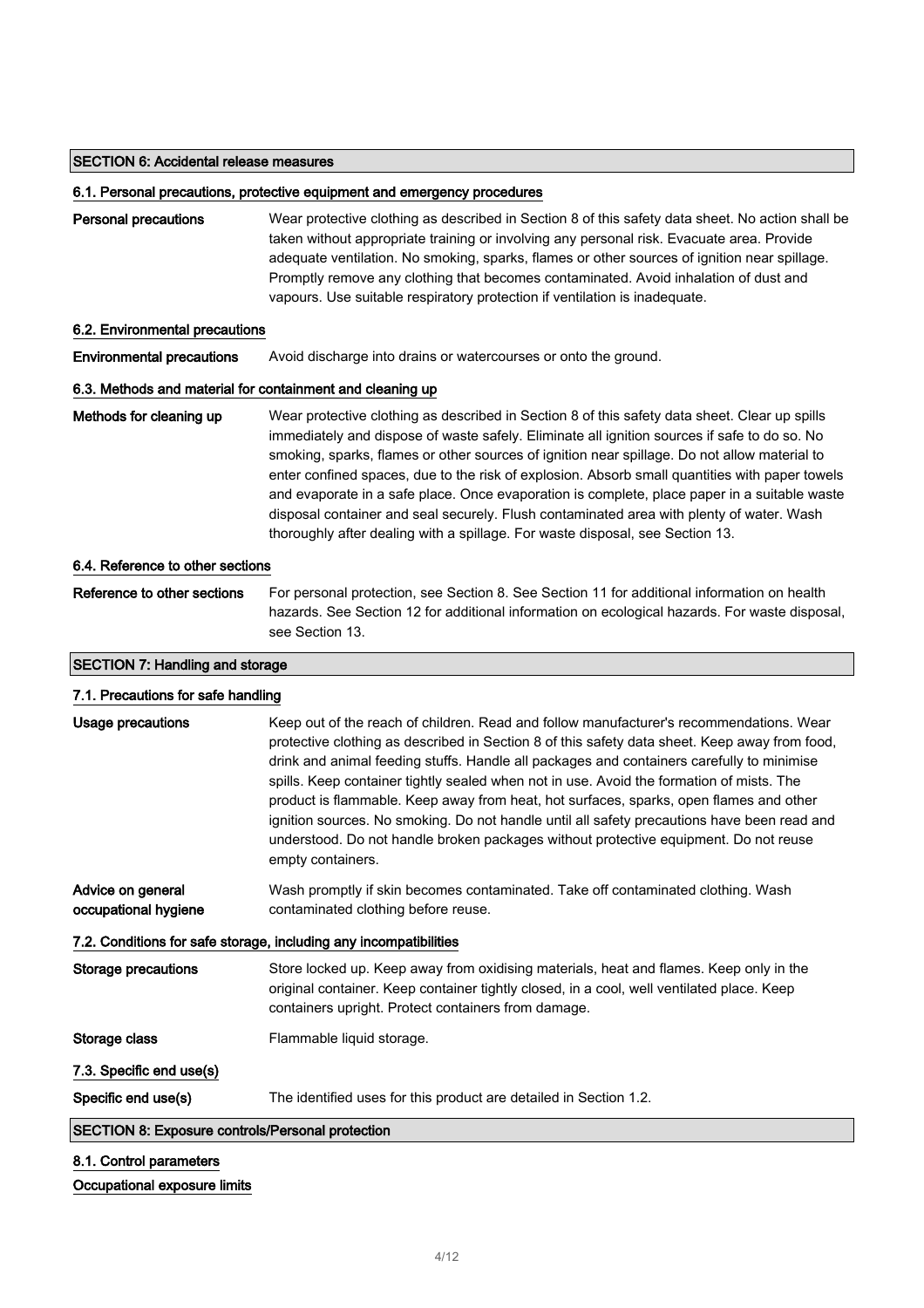## SECTION 6: Accidental release measures

### 6.1. Personal precautions, protective equipment and emergency procedures

**Personal precautions** Wear protective clothing as described in Section 8 of this safety data sheet. No action shall be taken without appropriate training or involving any personal risk. Evacuate area. Provide adequate ventilation. No smoking, sparks, flames or other sources of ignition near spillage. Promptly remove any clothing that becomes contaminated. Avoid inhalation of dust and vapours. Use suitable respiratory protection if ventilation is inadequate.

### 6.2. Environmental precautions

**Environmental precautions** Avoid discharge into drains or watercourses or onto the ground.

### 6.3. Methods and material for containment and cleaning up

**Methods for cleaning up** Wear protective clothing as described in Section 8 of this safety data sheet. Clear up spills immediately and dispose of waste safely. Eliminate all ignition sources if safe to do so. No smoking, sparks, flames or other sources of ignition near spillage. Do not allow material to enter confined spaces, due to the risk of explosion. Absorb small quantities with paper towels and evaporate in a safe place. Once evaporation is complete, place paper in a suitable waste disposal container and seal securely. Flush contaminated area with plenty of water. Wash thoroughly after dealing with a spillage. For waste disposal, see Section 13.

### 6.4. Reference to other sections

**Reference to other sections** For personal protection, see Section 8. See Section 11 for additional information on health hazards. See Section 12 for additional information on ecological hazards. For waste disposal, see Section 13.

## SECTION 7: Handling and storage

### 7.1. Precautions for safe handling

**Usage precautions** Keep out of the reach of children. Read and follow manufacturer's recommendations. Wear protective clothing as described in Section 8 of this safety data sheet. Keep away from food, drink and animal feeding stuffs. Handle all packages and containers carefully to minimise spills. Keep container tightly sealed when not in use. Avoid the formation of mists. The product is flammable. Keep away from heat, hot surfaces, sparks, open flames and other ignition sources. No smoking. Do not handle until all safety precautions have been read and understood. Do not handle broken packages without protective equipment. Do not reuse empty containers.

**Advice on general occupational hygiene** Wash promptly if skin becomes contaminated. Take off contaminated clothing. Wash contaminated clothing before reuse.

### 7.2. Conditions for safe storage, including any incompatibilities

**Storage precautions** Store locked up. Keep away from oxidising materials, heat and flames. Keep only in the original container. Keep container tightly closed, in a cool, well ventilated place. Keep containers upright. Protect containers from damage.

**Storage class** Flammable liquid storage.

### 7.3. Specific end use(s)

**Specific end use(s)** The identified uses for this product are detailed in Section 1.2.

## SECTION 8: Exposure controls/Personal protection

### 8.1. Control parameters

**Occupational exposure limits**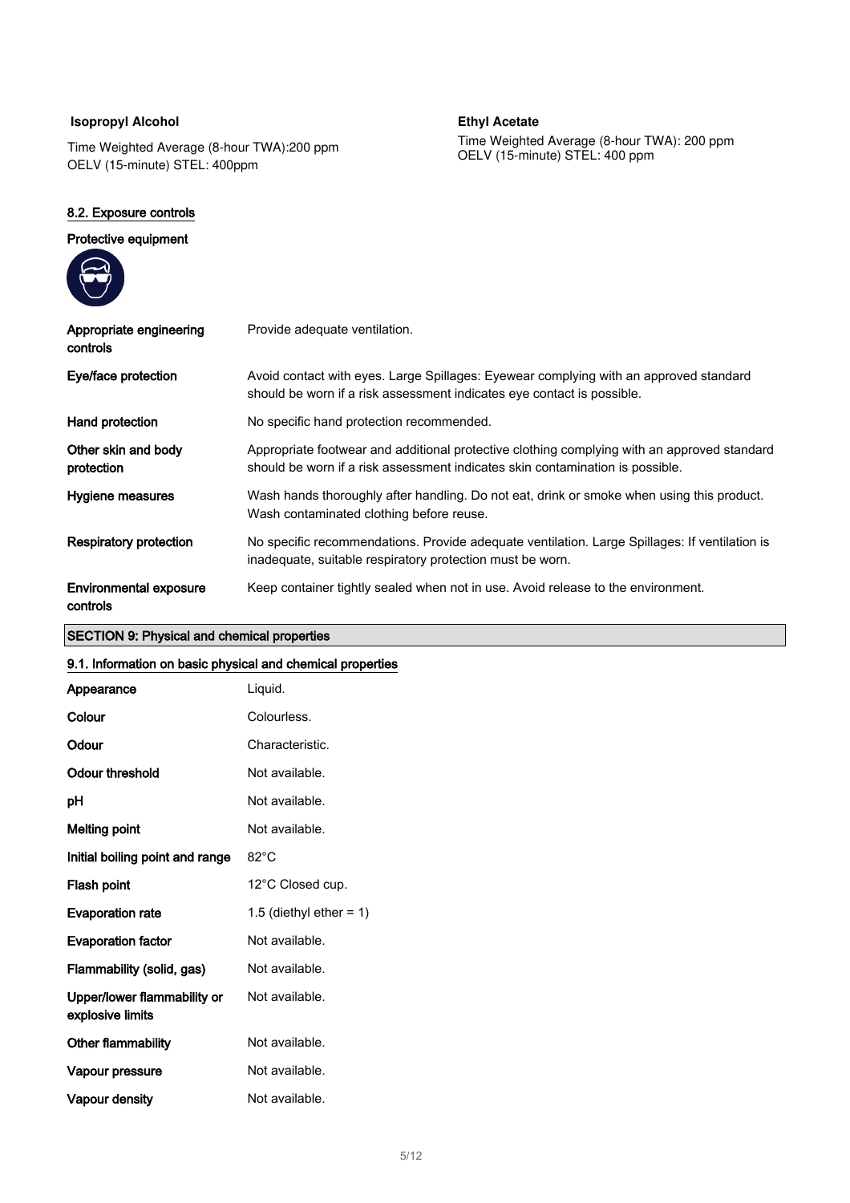**Isopropyl Alcohol**

Time Weighted Average (8-hour TWA):200 ppm
OELV (15-minute) STEL: 400ppm

**Ethyl Acetate**

Time Weighted Average (8-hour TWA): 200 ppm
OELV (15-minute) STEL: 400 ppm

### 8.2. Exposure controls

**Protective equipment**

| | |
|---|---|
| **Appropriate engineering controls** | Provide adequate ventilation. |
| **Eye/face protection** | Avoid contact with eyes. Large Spillages: Eyewear complying with an approved standard should be worn if a risk assessment indicates eye contact is possible. |
| **Hand protection** | No specific hand protection recommended. |
| **Other skin and body protection** | Appropriate footwear and additional protective clothing complying with an approved standard should be worn if a risk assessment indicates skin contamination is possible. |
| **Hygiene measures** | Wash hands thoroughly after handling. Do not eat, drink or smoke when using this product. Wash contaminated clothing before reuse. |
| **Respiratory protection** | No specific recommendations. Provide adequate ventilation. Large Spillages: If ventilation is inadequate, suitable respiratory protection must be worn. |
| **Environmental exposure controls** | Keep container tightly sealed when not in use. Avoid release to the environment. |

## SECTION 9: Physical and chemical properties

### 9.1. Information on basic physical and chemical properties

| | |
|---|---|
| **Appearance** | Liquid. |
| **Colour** | Colourless. |
| **Odour** | Characteristic. |
| **Odour threshold** | Not available. |
| **pH** | Not available. |
| **Melting point** | Not available. |
| **Initial boiling point and range** | 82°C |
| **Flash point** | 12°C Closed cup. |
| **Evaporation rate** | 1.5 (diethyl ether = 1) |
| **Evaporation factor** | Not available. |
| **Flammability (solid, gas)** | Not available. |
| **Upper/lower flammability or explosive limits** | Not available. |
| **Other flammability** | Not available. |
| **Vapour pressure** | Not available. |
| **Vapour density** | Not available. |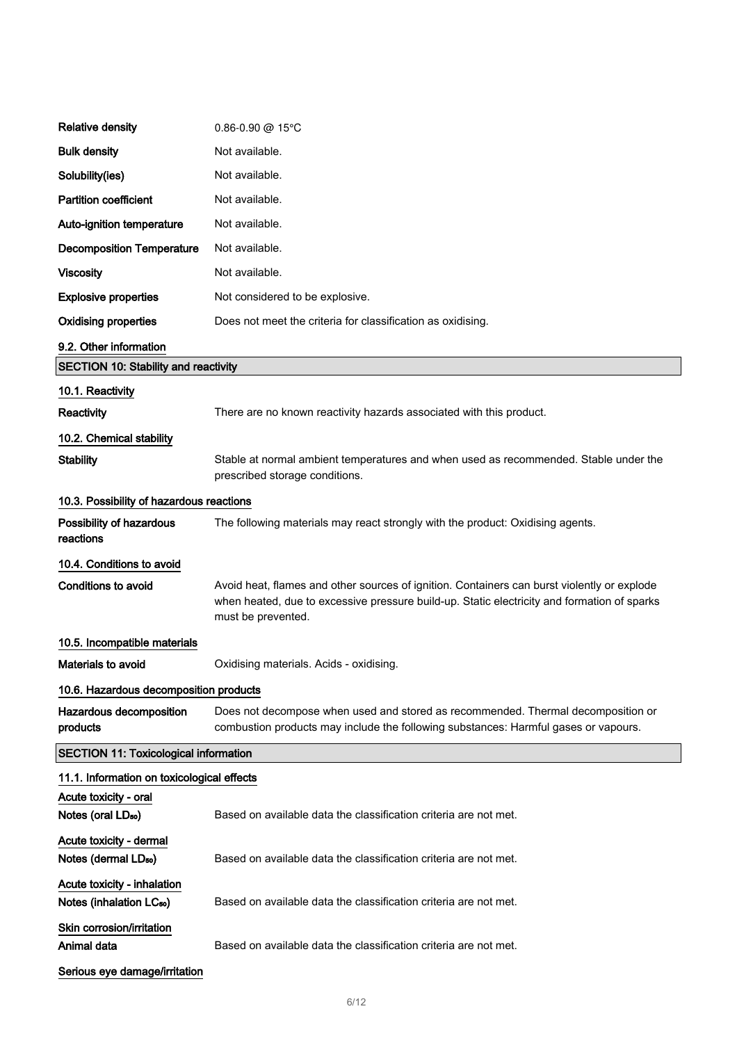| | |
|---|---|
| **Relative density** | 0.86-0.90 @ 15°C |
| **Bulk density** | Not available. |
| **Solubility(ies)** | Not available. |
| **Partition coefficient** | Not available. |
| **Auto-ignition temperature** | Not available. |
| **Decomposition Temperature** | Not available. |
| **Viscosity** | Not available. |
| **Explosive properties** | Not considered to be explosive. |
| **Oxidising properties** | Does not meet the criteria for classification as oxidising. |

### 9.2. Other information

## SECTION 10: Stability and reactivity

### 10.1. Reactivity

**Reactivity** There are no known reactivity hazards associated with this product.

### 10.2. Chemical stability

**Stability** Stable at normal ambient temperatures and when used as recommended. Stable under the prescribed storage conditions.

### 10.3. Possibility of hazardous reactions

**Possibility of hazardous reactions** The following materials may react strongly with the product: Oxidising agents.

### 10.4. Conditions to avoid

**Conditions to avoid** Avoid heat, flames and other sources of ignition. Containers can burst violently or explode when heated, due to excessive pressure build-up. Static electricity and formation of sparks must be prevented.

### 10.5. Incompatible materials

**Materials to avoid** Oxidising materials. Acids - oxidising.

### 10.6. Hazardous decomposition products

**Hazardous decomposition products** Does not decompose when used and stored as recommended. Thermal decomposition or combustion products may include the following substances: Harmful gases or vapours.

## SECTION 11: Toxicological information

### 11.1. Information on toxicological effects

**Acute toxicity - oral**

**Notes (oral $LD_{50}$)** Based on available data the classification criteria are not met.

**Acute toxicity - dermal**

**Notes (dermal $LD_{50}$)** Based on available data the classification criteria are not met.

**Acute toxicity - inhalation**

**Notes (inhalation $LC_{50}$)** Based on available data the classification criteria are not met.

**Skin corrosion/irritation**

**Animal data** Based on available data the classification criteria are not met.

**Serious eye damage/irritation**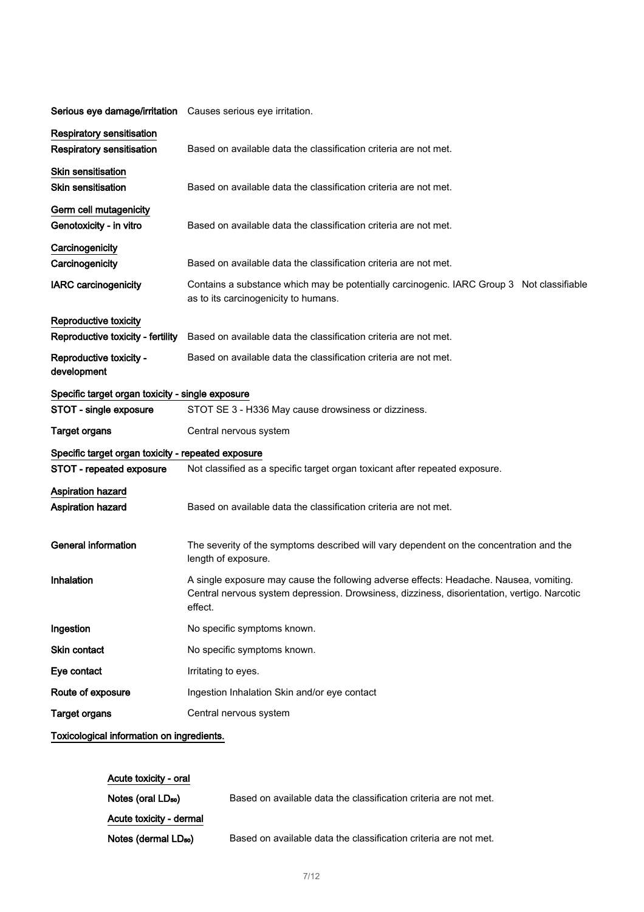**Serious eye damage/irritation** Causes serious eye irritation.

**Respiratory sensitisation**

**Respiratory sensitisation** Based on available data the classification criteria are not met.

**Skin sensitisation**

**Skin sensitisation** Based on available data the classification criteria are not met.

**Germ cell mutagenicity**

**Genotoxicity - in vitro** Based on available data the classification criteria are not met.

**Carcinogenicity**

**Carcinogenicity** Based on available data the classification criteria are not met.

**IARC carcinogenicity** Contains a substance which may be potentially carcinogenic. IARC Group 3 Not classifiable as to its carcinogenicity to humans.

**Reproductive toxicity**

**Reproductive toxicity - fertility** Based on available data the classification criteria are not met.

**Reproductive toxicity - development** Based on available data the classification criteria are not met.

**Specific target organ toxicity - single exposure**

**STOT - single exposure** STOT SE 3 - H336 May cause drowsiness or dizziness.

**Target organs** Central nervous system

**Specific target organ toxicity - repeated exposure**

**STOT - repeated exposure** Not classified as a specific target organ toxicant after repeated exposure.

**Aspiration hazard**

**Aspiration hazard** Based on available data the classification criteria are not met.

**General information** The severity of the symptoms described will vary dependent on the concentration and the length of exposure.

**Inhalation** A single exposure may cause the following adverse effects: Headache. Nausea, vomiting. Central nervous system depression. Drowsiness, dizziness, disorientation, vertigo. Narcotic effect.

**Ingestion** No specific symptoms known.

**Skin contact** No specific symptoms known.

**Eye contact** Irritating to eyes.

**Route of exposure** Ingestion Inhalation Skin and/or eye contact

**Target organs** Central nervous system

**Toxicological information on ingredients.**

**Acute toxicity - oral**

**Notes (oral $LD_{50}$)** Based on available data the classification criteria are not met.

**Acute toxicity - dermal**

**Notes (dermal $LD_{50}$)** Based on available data the classification criteria are not met.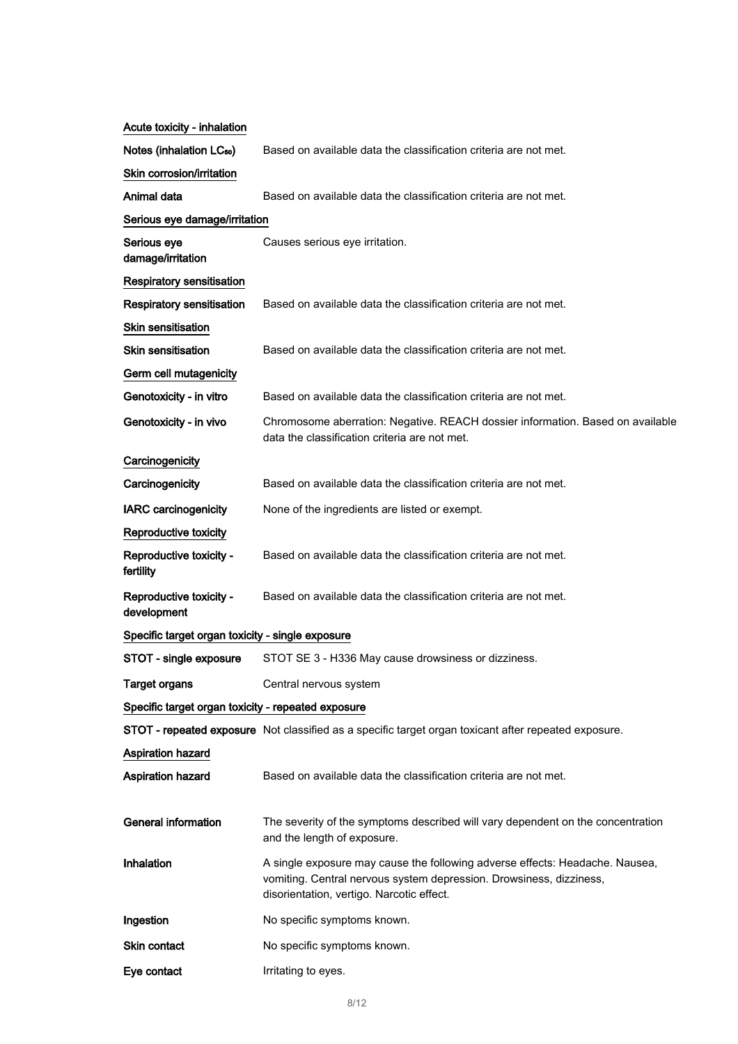#### Acute toxicity - inhalation

| | |
|---|---|
| **Notes (inhalation $LC_{50}$)** | Based on available data the classification criteria are not met. |

#### Skin corrosion/irritation

| | |
|---|---|
| **Animal data** | Based on available data the classification criteria are not met. |

#### Serious eye damage/irritation

| | |
|---|---|
| **Serious eye damage/irritation** | Causes serious eye irritation. |

#### Respiratory sensitisation

| | |
|---|---|
| **Respiratory sensitisation** | Based on available data the classification criteria are not met. |

#### Skin sensitisation

| | |
|---|---|
| **Skin sensitisation** | Based on available data the classification criteria are not met. |

#### Germ cell mutagenicity

| | |
|---|---|
| **Genotoxicity - in vitro** | Based on available data the classification criteria are not met. |
| **Genotoxicity - in vivo** | Chromosome aberration: Negative. REACH dossier information. Based on available data the classification criteria are not met. |

#### Carcinogenicity

| | |
|---|---|
| **Carcinogenicity** | Based on available data the classification criteria are not met. |
| **IARC carcinogenicity** | None of the ingredients are listed or exempt. |

#### Reproductive toxicity

| | |
|---|---|
| **Reproductive toxicity - fertility** | Based on available data the classification criteria are not met. |
| **Reproductive toxicity - development** | Based on available data the classification criteria are not met. |

#### Specific target organ toxicity - single exposure

| | |
|---|---|
| **STOT - single exposure** | STOT SE 3 - H336 May cause drowsiness or dizziness. |
| **Target organs** | Central nervous system |

#### Specific target organ toxicity - repeated exposure

| | |
|---|---|
| **STOT - repeated exposure** | Not classified as a specific target organ toxicant after repeated exposure. |

#### Aspiration hazard

| | |
|---|---|
| **Aspiration hazard** | Based on available data the classification criteria are not met. |

| | |
|---|---|
| **General information** | The severity of the symptoms described will vary dependent on the concentration and the length of exposure. |
| **Inhalation** | A single exposure may cause the following adverse effects: Headache. Nausea, vomiting. Central nervous system depression. Drowsiness, dizziness, disorientation, vertigo. Narcotic effect. |
| **Ingestion** | No specific symptoms known. |
| **Skin contact** | No specific symptoms known. |
| **Eye contact** | Irritating to eyes. |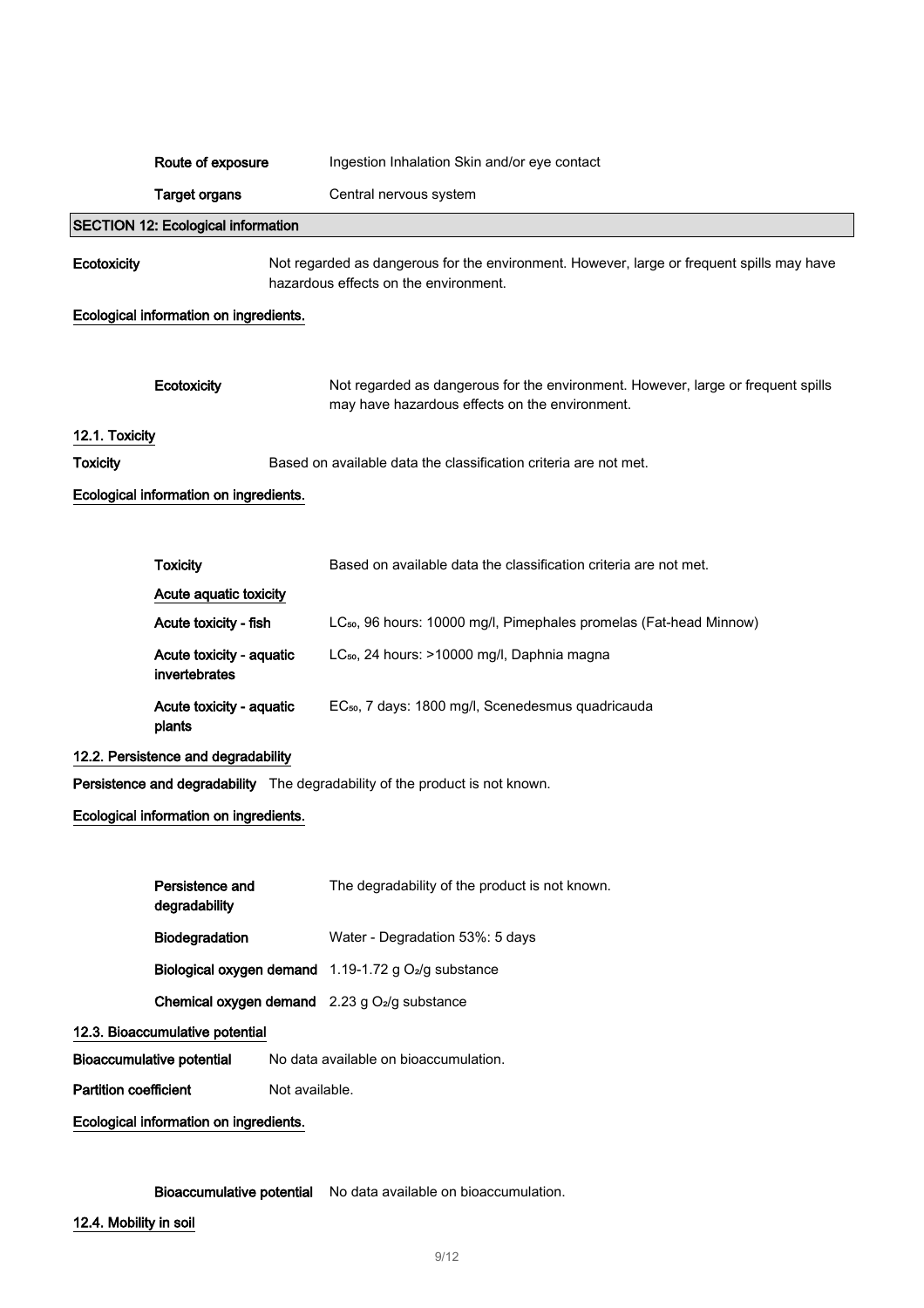| | |
|---|---|
| **Route of exposure** | Ingestion Inhalation Skin and/or eye contact |
| **Target organs** | Central nervous system |

## SECTION 12: Ecological information

**Ecotoxicity** Not regarded as dangerous for the environment. However, large or frequent spills may have hazardous effects on the environment.

**Ecological information on ingredients.**

**Ecotoxicity** Not regarded as dangerous for the environment. However, large or frequent spills may have hazardous effects on the environment.

### 12.1. Toxicity

**Toxicity** Based on available data the classification criteria are not met.

**Ecological information on ingredients.**

| | |
|---|---|
| **Toxicity** | Based on available data the classification criteria are not met. |
| **Acute aquatic toxicity** | |
| **Acute toxicity - fish** | $LC_{50}$, 96 hours: 10000 mg/l, Pimephales promelas (Fat-head Minnow) |
| **Acute toxicity - aquatic invertebrates** | $LC_{50}$, 24 hours: >10000 mg/l, Daphnia magna |
| **Acute toxicity - aquatic plants** | $EC_{50}$, 7 days: 1800 mg/l, Scenedesmus quadricauda |

### 12.2. Persistence and degradability

**Persistence and degradability** The degradability of the product is not known.

**Ecological information on ingredients.**

| | |
|---|---|
| **Persistence and degradability** | The degradability of the product is not known. |
| **Biodegradation** | Water - Degradation 53%: 5 days |
| **Biological oxygen demand** | 1.19-1.72 g $O_2$/g substance |
| **Chemical oxygen demand** | 2.23 g $O_2$/g substance |

### 12.3. Bioaccumulative potential

**Bioaccumulative potential** No data available on bioaccumulation.

**Partition coefficient** Not available.

**Ecological information on ingredients.**

**Bioaccumulative potential** No data available on bioaccumulation.

### 12.4. Mobility in soil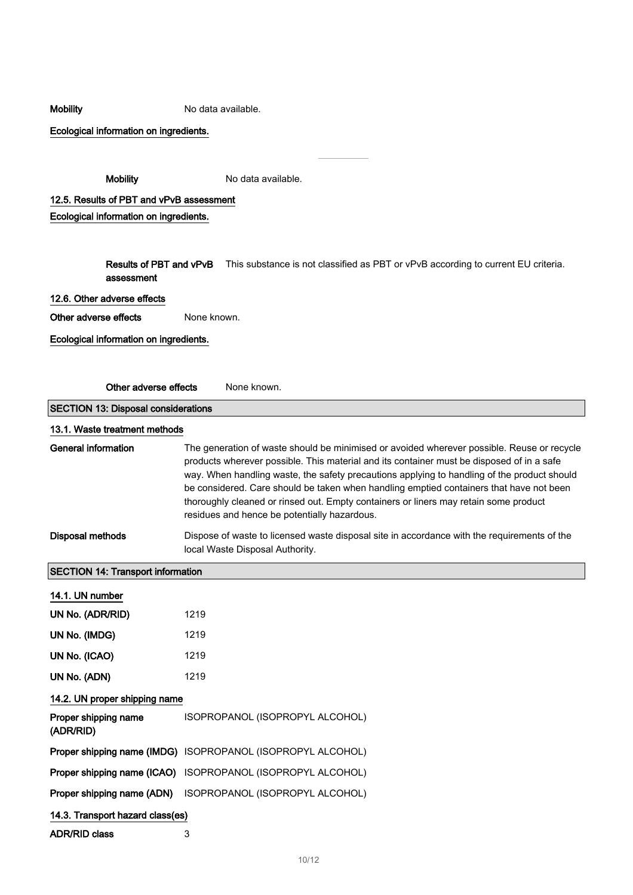**Mobility** No data available.

**Ecological information on ingredients.**

**Mobility** No data available.

**12.5. Results of PBT and vPvB assessment**

**Ecological information on ingredients.**

**Results of PBT and vPvB assessment** This substance is not classified as PBT or vPvB according to current EU criteria.

**12.6. Other adverse effects**

**Other adverse effects** None known.

**Ecological information on ingredients.**

**Other adverse effects** None known.

## SECTION 13: Disposal considerations

**13.1. Waste treatment methods**

**General information** The generation of waste should be minimised or avoided wherever possible. Reuse or recycle products wherever possible. This material and its container must be disposed of in a safe way. When handling waste, the safety precautions applying to handling of the product should be considered. Care should be taken when handling emptied containers that have not been thoroughly cleaned or rinsed out. Empty containers or liners may retain some product residues and hence be potentially hazardous.

**Disposal methods** Dispose of waste to licensed waste disposal site in accordance with the requirements of the local Waste Disposal Authority.

## SECTION 14: Transport information

**14.1. UN number**

**UN No. (ADR/RID)** 1219

**UN No. (IMDG)** 1219

**UN No. (ICAO)** 1219

**UN No. (ADN)** 1219

**14.2. UN proper shipping name**

**Proper shipping name (ADR/RID)** ISOPROPANOL (ISOPROPYL ALCOHOL)

**Proper shipping name (IMDG)** ISOPROPANOL (ISOPROPYL ALCOHOL)

**Proper shipping name (ICAO)** ISOPROPANOL (ISOPROPYL ALCOHOL)

**Proper shipping name (ADN)** ISOPROPANOL (ISOPROPYL ALCOHOL)

**14.3. Transport hazard class(es)**

**ADR/RID class** 3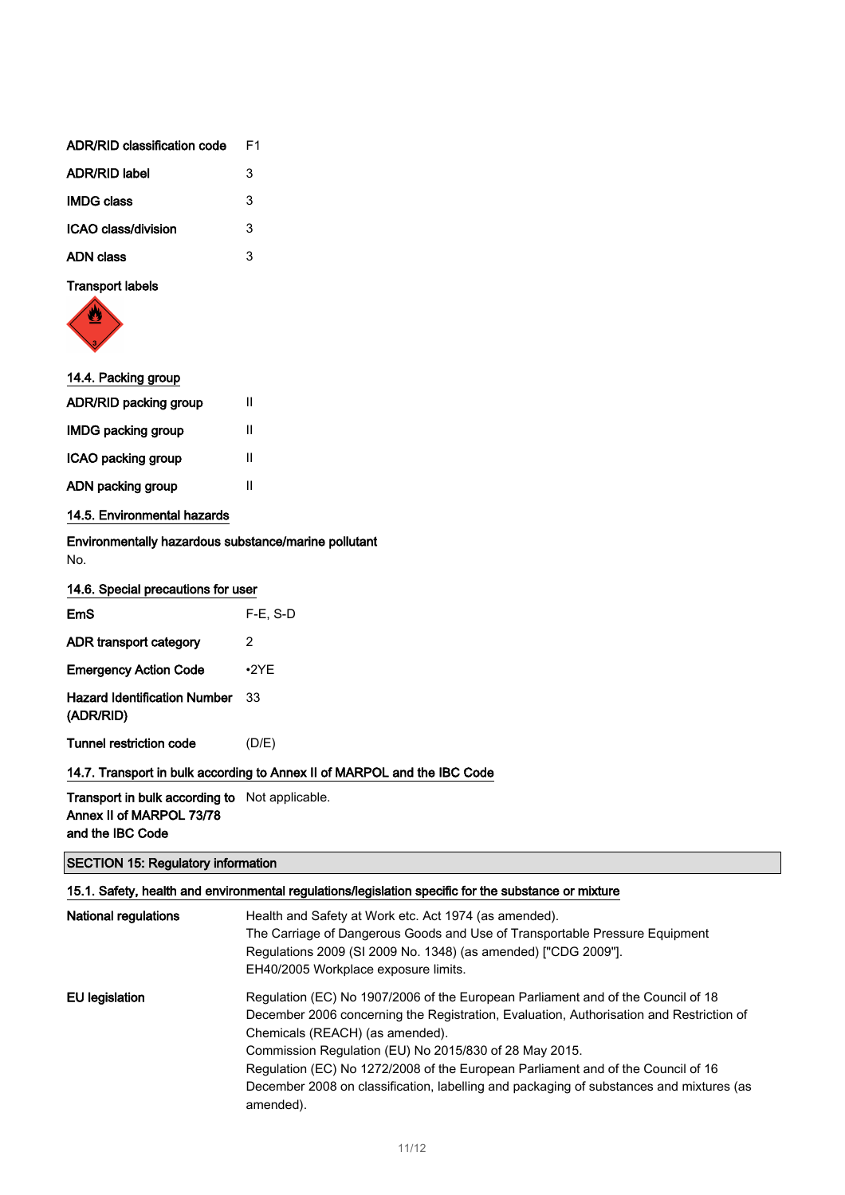| | |
|---|---|
| **ADR/RID classification code** | F1 |
| **ADR/RID label** | 3 |
| **IMDG class** | 3 |
| **ICAO class/division** | 3 |
| **ADN class** | 3 |

**Transport labels**

### 14.4. Packing group

| | |
|---|---|
| **ADR/RID packing group** | II |
| **IMDG packing group** | II |
| **ICAO packing group** | II |
| **ADN packing group** | II |

### 14.5. Environmental hazards

**Environmentally hazardous substance/marine pollutant**

No.

### 14.6. Special precautions for user

| | |
|---|---|
| **EmS** | F-E, S-D |
| **ADR transport category** | 2 |
| **Emergency Action Code** | •2YE |
| **Hazard Identification Number (ADR/RID)** | 33 |
| **Tunnel restriction code** | (D/E) |

### 14.7. Transport in bulk according to Annex II of MARPOL and the IBC Code

| | |
|---|---|
| **Transport in bulk according to Annex II of MARPOL 73/78 and the IBC Code** | Not applicable. |

## SECTION 15: Regulatory information

### 15.1. Safety, health and environmental regulations/legislation specific for the substance or mixture

**National regulations**

Health and Safety at Work etc. Act 1974 (as amended).
The Carriage of Dangerous Goods and Use of Transportable Pressure Equipment Regulations 2009 (SI 2009 No. 1348) (as amended) ["CDG 2009"].
EH40/2005 Workplace exposure limits.

**EU legislation**

Regulation (EC) No 1907/2006 of the European Parliament and of the Council of 18 December 2006 concerning the Registration, Evaluation, Authorisation and Restriction of Chemicals (REACH) (as amended).
Commission Regulation (EU) No 2015/830 of 28 May 2015.
Regulation (EC) No 1272/2008 of the European Parliament and of the Council of 16 December 2008 on classification, labelling and packaging of substances and mixtures (as amended).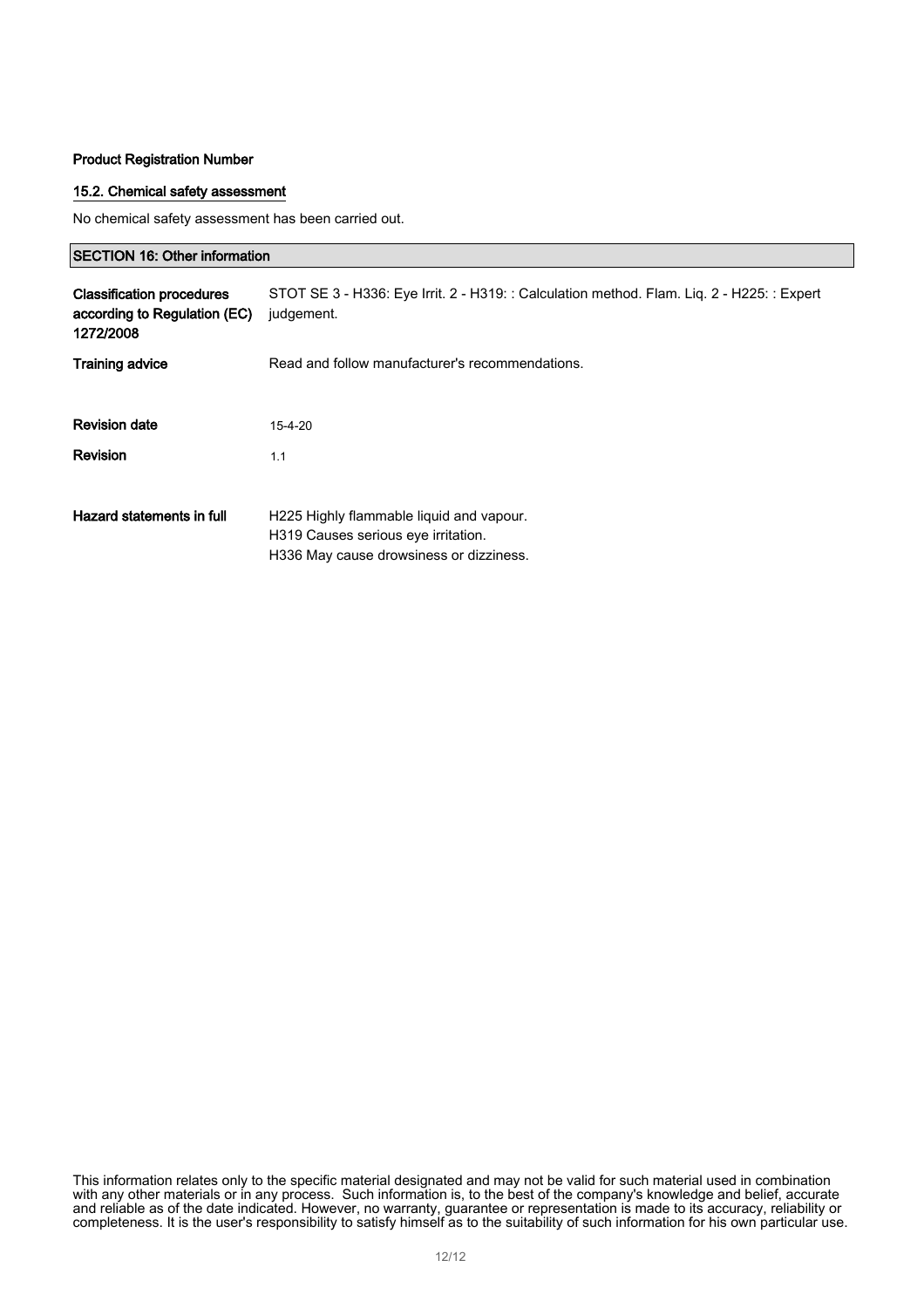**Product Registration Number**

## 15.2. Chemical safety assessment

No chemical safety assessment has been carried out.

## SECTION 16: Other information

| | |
|---|---|
| **Classification procedures according to Regulation (EC) 1272/2008** | STOT SE 3 - H336: Eye Irrit. 2 - H319: : Calculation method. Flam. Liq. 2 - H225: : Expert judgement. |
| **Training advice** | Read and follow manufacturer's recommendations. |
| **Revision date** | 15-4-20 |
| **Revision** | 1.1 |
| **Hazard statements in full** | H225 Highly flammable liquid and vapour.<br>H319 Causes serious eye irritation.<br>H336 May cause drowsiness or dizziness. |

This information relates only to the specific material designated and may not be valid for such material used in combination with any other materials or in any process. Such information is, to the best of the company's knowledge and belief, accurate and reliable as of the date indicated. However, no warranty, guarantee or representation is made to its accuracy, reliability or completeness. It is the user's responsibility to satisfy himself as to the suitability of such information for his own particular use.